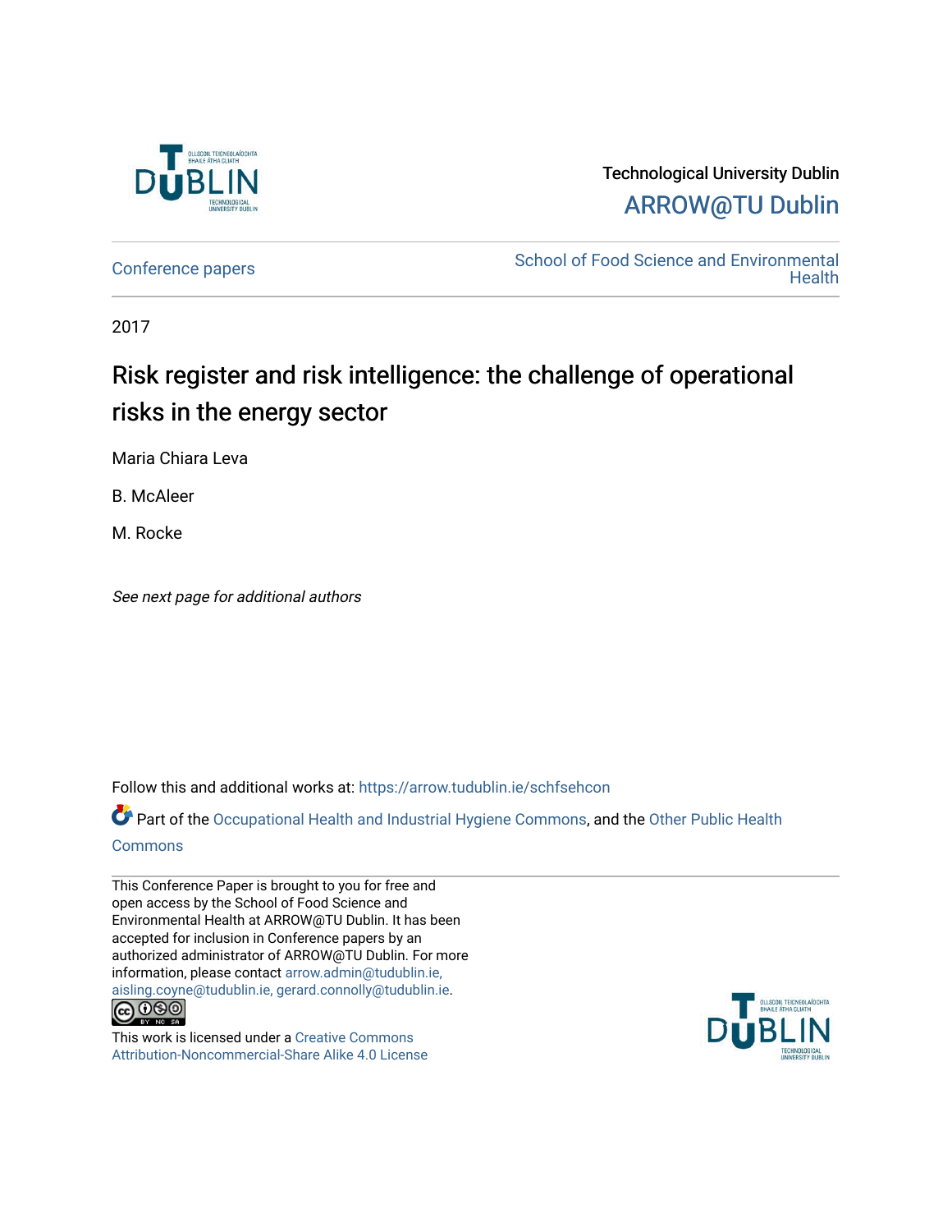Technological University Dublin

ARROW@TU Dublin

Conference papers

School of Food Science and Environmental Health

2017

# Risk register and risk intelligence: the challenge of operational risks in the energy sector

Maria Chiara Leva

B. McAleer

M. Rocke

*See next page for additional authors*

Follow this and additional works at: https://arrow.tudublin.ie/schfsehcon

Part of the Occupational Health and Industrial Hygiene Commons, and the Other Public Health Commons

This Conference Paper is brought to you for free and open access by the School of Food Science and Environmental Health at ARROW@TU Dublin. It has been accepted for inclusion in Conference papers by an authorized administrator of ARROW@TU Dublin. For more information, please contact arrow.admin@tudublin.ie, aisling.coyne@tudublin.ie, gerard.connolly@tudublin.ie.

This work is licensed under a Creative Commons Attribution-Noncommercial-Share Alike 4.0 License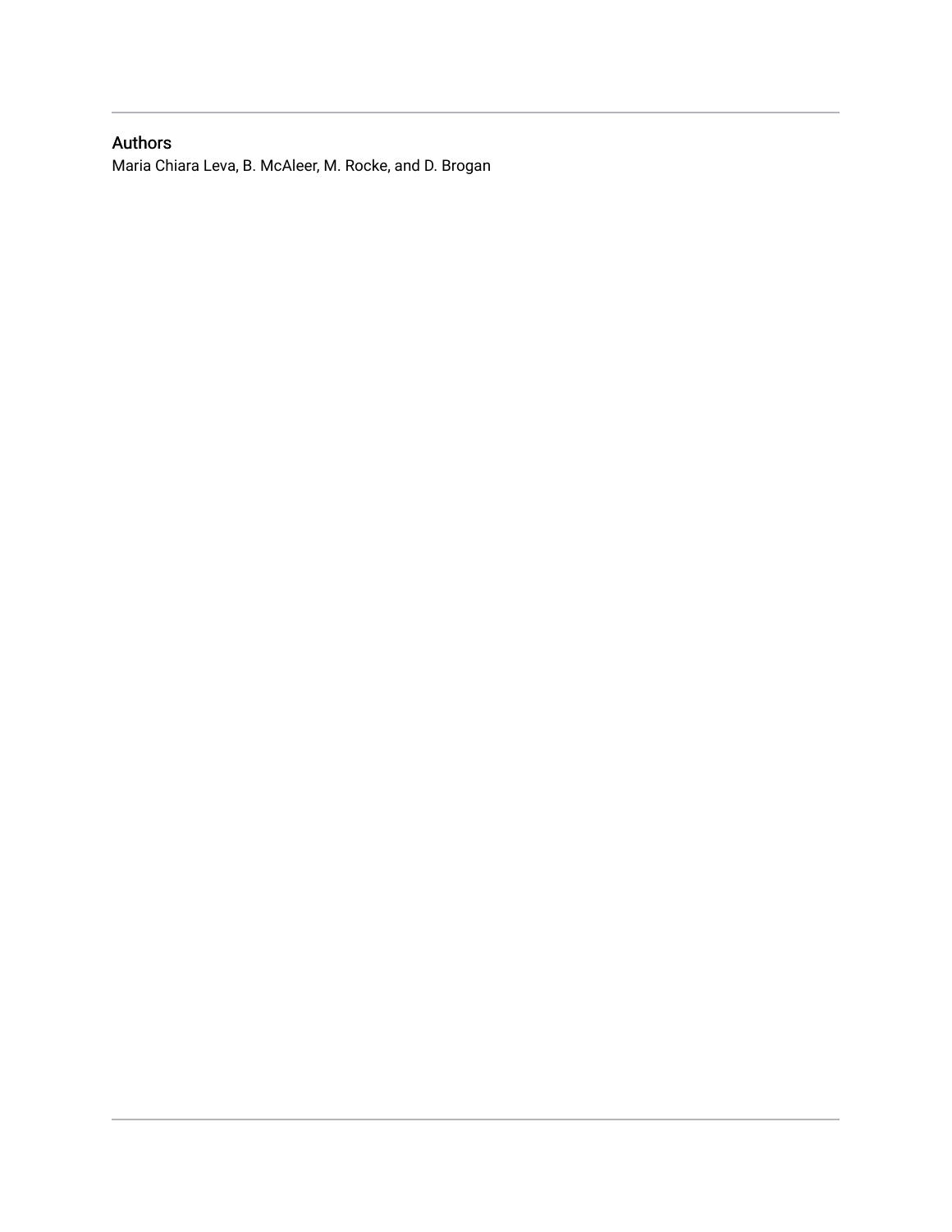## Authors

Maria Chiara Leva, B. McAleer, M. Rocke, and D. Brogan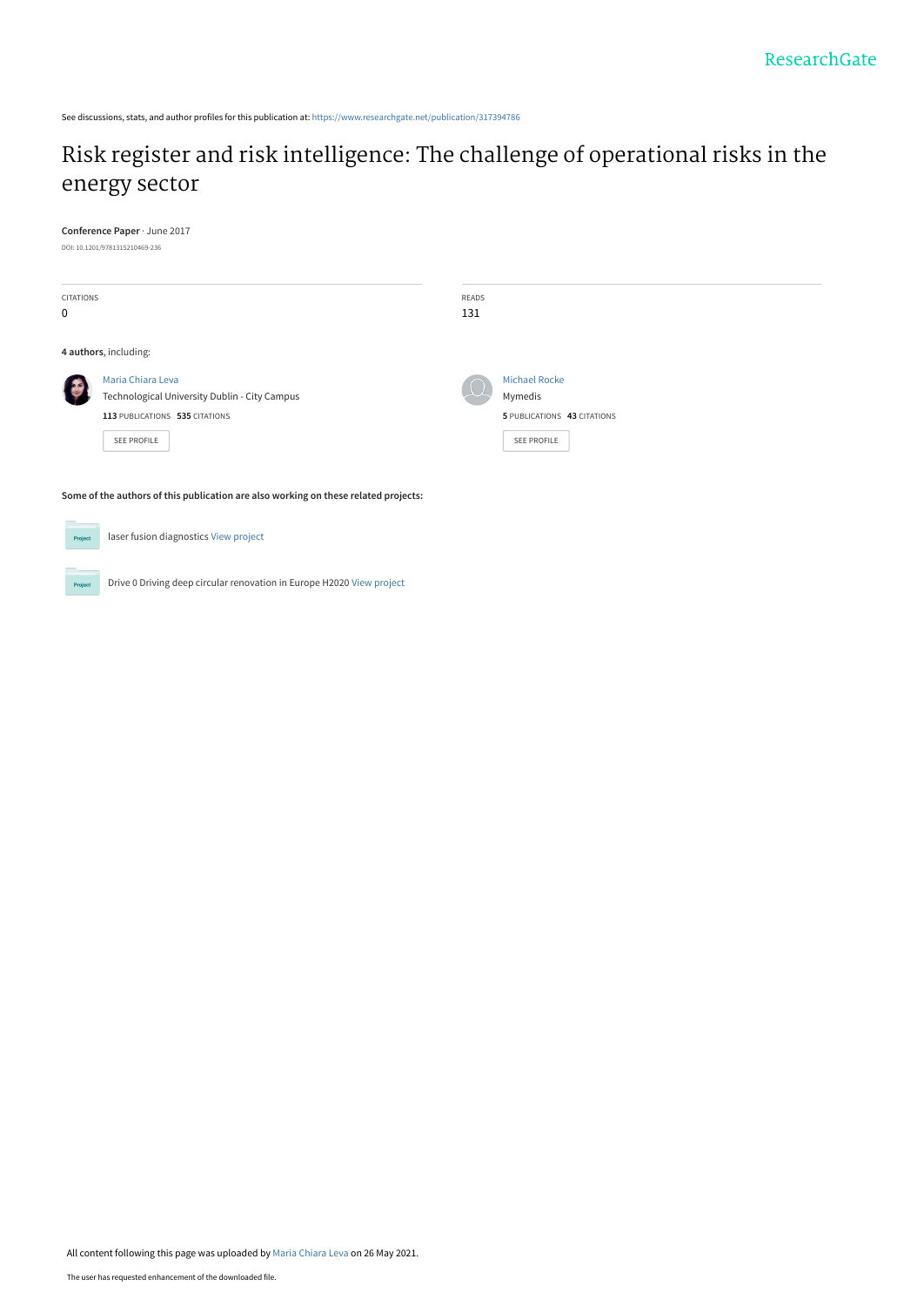See discussions, stats, and author profiles for this publication at: https://www.researchgate.net/publication/317394786

# Risk register and risk intelligence: The challenge of operational risks in the energy sector

**Conference Paper** · June 2017

DOI: 10.1201/9781315210469-236

CITATIONS
0

READS
131

**4 authors**, including:

Maria Chiara Leva
Technological University Dublin - City Campus
**113** PUBLICATIONS **535** CITATIONS
SEE PROFILE

Michael Rocke
Mymedis
**5** PUBLICATIONS **43** CITATIONS
SEE PROFILE

**Some of the authors of this publication are also working on these related projects:**

Project: laser fusion diagnostics View project

Project: Drive 0 Driving deep circular renovation in Europe H2020 View project

All content following this page was uploaded by Maria Chiara Leva on 26 May 2021.

The user has requested enhancement of the downloaded file.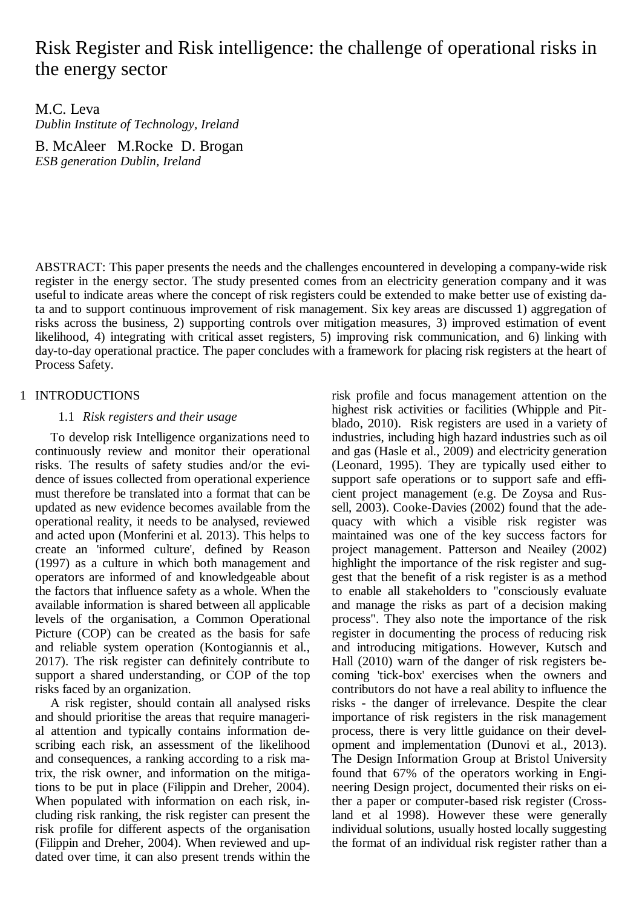// Risk Register and Risk intelligence: the challenge of operational risks in the energy sector

M.C. Leva
*Dublin Institute of Technology, Ireland*

B. McAleer M.Rocke D. Brogan
*ESB generation Dublin, Ireland*

ABSTRACT: This paper presents the needs and the challenges encountered in developing a company-wide risk register in the energy sector. The study presented comes from an electricity generation company and it was useful to indicate areas where the concept of risk registers could be extended to make better use of existing data and to support continuous improvement of risk management. Six key areas are discussed 1) aggregation of risks across the business, 2) supporting controls over mitigation measures, 3) improved estimation of event likelihood, 4) integrating with critical asset registers, 5) improving risk communication, and 6) linking with day-to-day operational practice. The paper concludes with a framework for placing risk registers at the heart of Process Safety.

## 1 INTRODUCTIONS

### 1.1 *Risk registers and their usage*

To develop risk Intelligence organizations need to continuously review and monitor their operational risks. The results of safety studies and/or the evidence of issues collected from operational experience must therefore be translated into a format that can be updated as new evidence becomes available from the operational reality, it needs to be analysed, reviewed and acted upon (Monferini et al. 2013). This helps to create an 'informed culture', defined by Reason (1997) as a culture in which both management and operators are informed of and knowledgeable about the factors that influence safety as a whole. When the available information is shared between all applicable levels of the organisation, a Common Operational Picture (COP) can be created as the basis for safe and reliable system operation (Kontogiannis et al., 2017). The risk register can definitely contribute to support a shared understanding, or COP of the top risks faced by an organization.

A risk register, should contain all analysed risks and should prioritise the areas that require managerial attention and typically contains information describing each risk, an assessment of the likelihood and consequences, a ranking according to a risk matrix, the risk owner, and information on the mitigations to be put in place (Filippin and Dreher, 2004). When populated with information on each risk, including risk ranking, the risk register can present the risk profile for different aspects of the organisation (Filippin and Dreher, 2004). When reviewed and updated over time, it can also present trends within the risk profile and focus management attention on the highest risk activities or facilities (Whipple and Pitblado, 2010). Risk registers are used in a variety of industries, including high hazard industries such as oil and gas (Hasle et al., 2009) and electricity generation (Leonard, 1995). They are typically used either to support safe operations or to support safe and efficient project management (e.g. De Zoysa and Russell, 2003). Cooke-Davies (2002) found that the adequacy with which a visible risk register was maintained was one of the key success factors for project management. Patterson and Neailey (2002) highlight the importance of the risk register and suggest that the benefit of a risk register is as a method to enable all stakeholders to "consciously evaluate and manage the risks as part of a decision making process". They also note the importance of the risk register in documenting the process of reducing risk and introducing mitigations. However, Kutsch and Hall (2010) warn of the danger of risk registers becoming 'tick-box' exercises when the owners and contributors do not have a real ability to influence the risks - the danger of irrelevance. Despite the clear importance of risk registers in the risk management process, there is very little guidance on their development and implementation (Dunovi et al., 2013). The Design Information Group at Bristol University found that 67% of the operators working in Engineering Design project, documented their risks on either a paper or computer-based risk register (Crossland et al 1998). However these were generally individual solutions, usually hosted locally suggesting the format of an individual risk register rather than a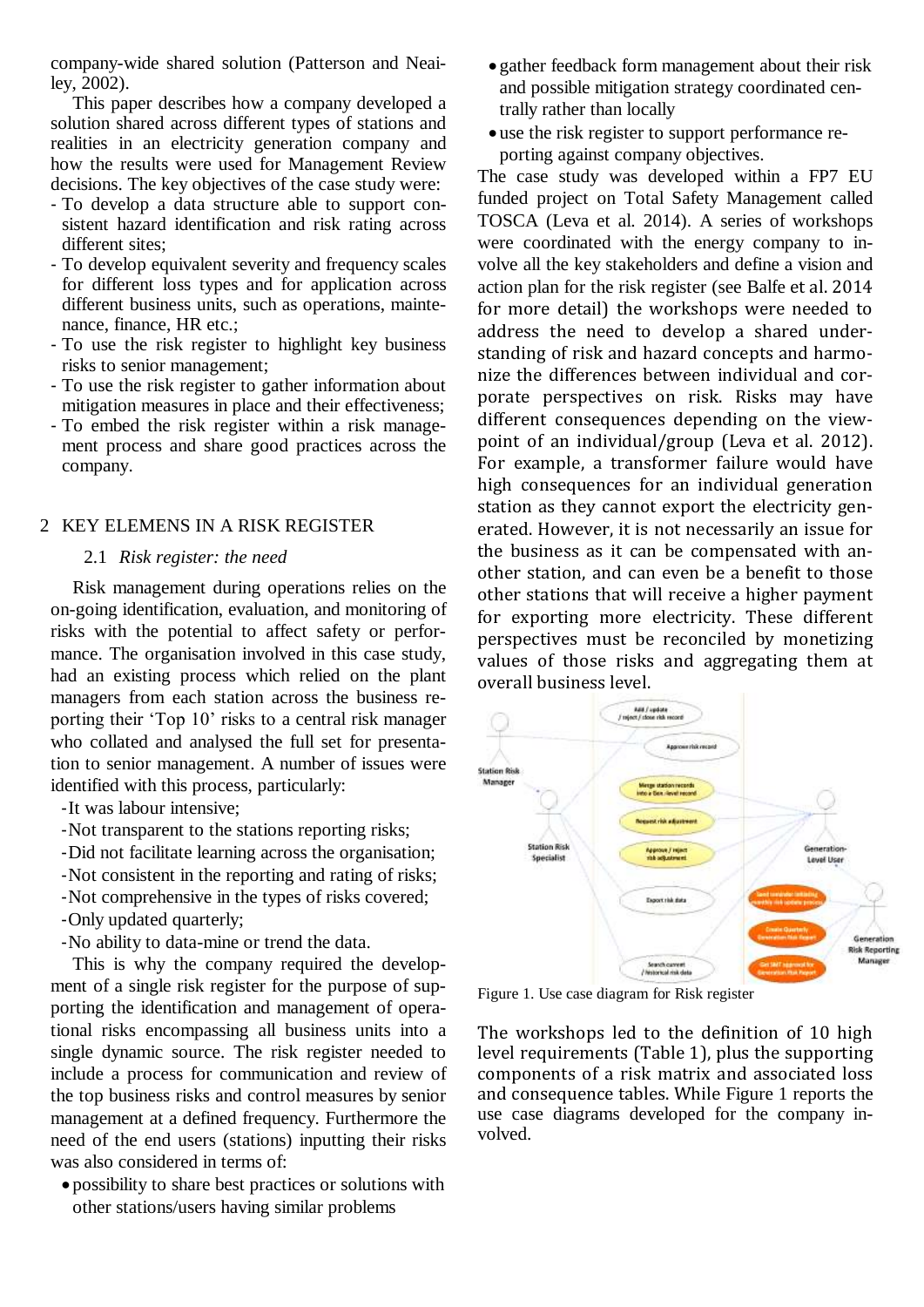company-wide shared solution (Patterson and Neailey, 2002).

This paper describes how a company developed a solution shared across different types of stations and realities in an electricity generation company and how the results were used for Management Review decisions. The key objectives of the case study were:

- To develop a data structure able to support consistent hazard identification and risk rating across different sites;
- To develop equivalent severity and frequency scales for different loss types and for application across different business units, such as operations, maintenance, finance, HR etc.;
- To use the risk register to highlight key business risks to senior management;
- To use the risk register to gather information about mitigation measures in place and their effectiveness;
- To embed the risk register within a risk management process and share good practices across the company.

## 2 KEY ELEMENS IN A RISK REGISTER

### 2.1 *Risk register: the need*

Risk management during operations relies on the on-going identification, evaluation, and monitoring of risks with the potential to affect safety or performance. The organisation involved in this case study, had an existing process which relied on the plant managers from each station across the business reporting their 'Top 10' risks to a central risk manager who collated and analysed the full set for presentation to senior management. A number of issues were identified with this process, particularly:

- It was labour intensive;
- Not transparent to the stations reporting risks;
- Did not facilitate learning across the organisation;
- Not consistent in the reporting and rating of risks;
- Not comprehensive in the types of risks covered;
- Only updated quarterly;
- No ability to data-mine or trend the data.

This is why the company required the development of a single risk register for the purpose of supporting the identification and management of operational risks encompassing all business units into a single dynamic source. The risk register needed to include a process for communication and review of the top business risks and control measures by senior management at a defined frequency. Furthermore the need of the end users (stations) inputting their risks was also considered in terms of:

- possibility to share best practices or solutions with other stations/users having similar problems
- gather feedback form management about their risk and possible mitigation strategy coordinated centrally rather than locally
- use the risk register to support performance reporting against company objectives.

The case study was developed within a FP7 EU funded project on Total Safety Management called TOSCA (Leva et al. 2014). A series of workshops were coordinated with the energy company to involve all the key stakeholders and define a vision and action plan for the risk register (see Balfe et al. 2014 for more detail) the workshops were needed to address the need to develop a shared understanding of risk and hazard concepts and harmonize the differences between individual and corporate perspectives on risk. Risks may have different consequences depending on the viewpoint of an individual/group (Leva et al. 2012). For example, a transformer failure would have high consequences for an individual generation station as they cannot export the electricity generated. However, it is not necessarily an issue for the business as it can be compensated with another station, and can even be a benefit to those other stations that will receive a higher payment for exporting more electricity. These different perspectives must be reconciled by monetizing values of those risks and aggregating them at overall business level.

Figure 1. Use case diagram for Risk register

The workshops led to the definition of 10 high level requirements (Table 1), plus the supporting components of a risk matrix and associated loss and consequence tables. While Figure 1 reports the use case diagrams developed for the company involved.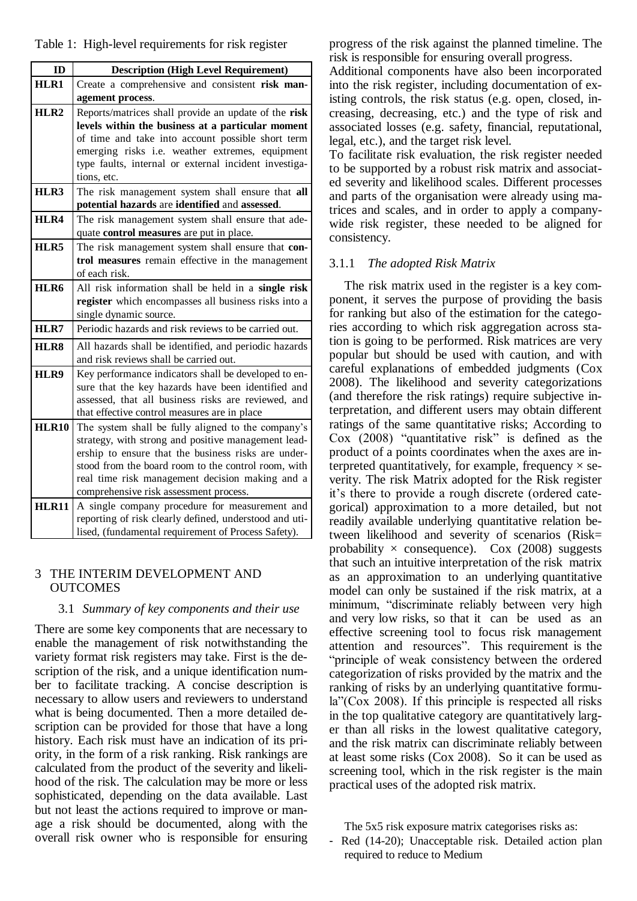Table 1: High-level requirements for risk register

| ID | Description (High Level Requirement) |
|---|---|
| **HLR1** | Create a comprehensive and consistent **risk management process**. |
| **HLR2** | Reports/matrices shall provide an update of the **risk levels within the business at a particular moment** of time and take into account possible short term emerging risks i.e. weather extremes, equipment type faults, internal or external incident investigations, etc. |
| **HLR3** | The risk management system shall ensure that **all potential hazards** are **identified** and **assessed**. |
| **HLR4** | The risk management system shall ensure that adequate **control measures** are put in place. |
| **HLR5** | The risk management system shall ensure that **control measures** remain effective in the management of each risk. |
| **HLR6** | All risk information shall be held in a **single risk register** which encompasses all business risks into a single dynamic source. |
| **HLR7** | Periodic hazards and risk reviews to be carried out. |
| **HLR8** | All hazards shall be identified, and periodic hazards and risk reviews shall be carried out. |
| **HLR9** | Key performance indicators shall be developed to ensure that the key hazards have been identified and assessed, that all business risks are reviewed, and that effective control measures are in place |
| **HLR10** | The system shall be fully aligned to the company's strategy, with strong and positive management leadership to ensure that the business risks are understood from the board room to the control room, with real time risk management decision making and a comprehensive risk assessment process. |
| **HLR11** | A single company procedure for measurement and reporting of risk clearly defined, understood and utilised, (fundamental requirement of Process Safety). |

## 3 THE INTERIM DEVELOPMENT AND OUTCOMES

### 3.1 *Summary of key components and their use*

There are some key components that are necessary to enable the management of risk notwithstanding the variety format risk registers may take. First is the description of the risk, and a unique identification number to facilitate tracking. A concise description is necessary to allow users and reviewers to understand what is being documented. Then a more detailed description can be provided for those that have a long history. Each risk must have an indication of its priority, in the form of a risk ranking. Risk rankings are calculated from the product of the severity and likelihood of the risk. The calculation may be more or less sophisticated, depending on the data available. Last but not least the actions required to improve or manage a risk should be documented, along with the overall risk owner who is responsible for ensuring progress of the risk against the planned timeline. The risk is responsible for ensuring overall progress.

Additional components have also been incorporated into the risk register, including documentation of existing controls, the risk status (e.g. open, closed, increasing, decreasing, etc.) and the type of risk and associated losses (e.g. safety, financial, reputational, legal, etc.), and the target risk level.

To facilitate risk evaluation, the risk register needed to be supported by a robust risk matrix and associated severity and likelihood scales. Different processes and parts of the organisation were already using matrices and scales, and in order to apply a company-wide risk register, these needed to be aligned for consistency.

#### 3.1.1 *The adopted Risk Matrix*

The risk matrix used in the register is a key component, it serves the purpose of providing the basis for ranking but also of the estimation for the categories according to which risk aggregation across station is going to be performed. Risk matrices are very popular but should be used with caution, and with careful explanations of embedded judgments (Cox 2008). The likelihood and severity categorizations (and therefore the risk ratings) require subjective interpretation, and different users may obtain different ratings of the same quantitative risks; According to Cox (2008) "quantitative risk" is defined as the product of a points coordinates when the axes are interpreted quantitatively, for example, frequency × severity. The risk Matrix adopted for the Risk register it's there to provide a rough discrete (ordered categorical) approximation to a more detailed, but not readily available underlying quantitative relation between likelihood and severity of scenarios (Risk= probability × consequence). Cox (2008) suggests that such an intuitive interpretation of the risk matrix as an approximation to an underlying quantitative model can only be sustained if the risk matrix, at a minimum, "discriminate reliably between very high and very low risks, so that it can be used as an effective screening tool to focus risk management attention and resources". This requirement is the "principle of weak consistency between the ordered categorization of risks provided by the matrix and the ranking of risks by an underlying quantitative formula"(Cox 2008). If this principle is respected all risks in the top qualitative category are quantitatively larger than all risks in the lowest qualitative category, and the risk matrix can discriminate reliably between at least some risks (Cox 2008). So it can be used as screening tool, which in the risk register is the main practical uses of the adopted risk matrix.

The 5x5 risk exposure matrix categorises risks as:

- Red (14-20); Unacceptable risk. Detailed action plan required to reduce to Medium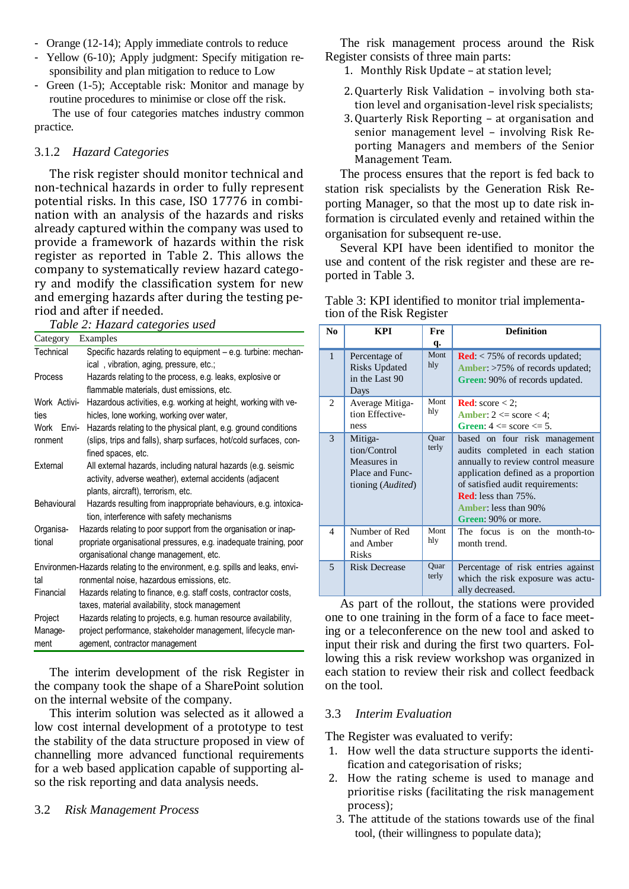- Orange (12-14); Apply immediate controls to reduce
- Yellow (6-10); Apply judgment: Specify mitigation responsibility and plan mitigation to reduce to Low
- Green (1-5); Acceptable risk: Monitor and manage by routine procedures to minimise or close off the risk.

The use of four categories matches industry common practice.

### 3.1.2 *Hazard Categories*

The risk register should monitor technical and non-technical hazards in order to fully represent potential risks. In this case, ISO 17776 in combination with an analysis of the hazards and risks already captured within the company was used to provide a framework of hazards within the risk register as reported in Table 2. This allows the company to systematically review hazard category and modify the classification system for new and emerging hazards after during the testing period and after if needed.

*Table 2: Hazard categories used*

| Category | Examples |
|---|---|
| Technical | Specific hazards relating to equipment – e.g. turbine: mechanical , vibration, aging, pressure, etc.; |
| Process | Hazards relating to the process, e.g. leaks, explosive or flammable materials, dust emissions, etc. |
| Work Activities | Hazardous activities, e.g. working at height, working with vehicles, lone working, working over water, |
| Work Environment | Hazards relating to the physical plant, e.g. ground conditions (slips, trips and falls), sharp surfaces, hot/cold surfaces, confined spaces, etc. |
| External | All external hazards, including natural hazards (e.g. seismic activity, adverse weather), external accidents (adjacent plants, aircraft), terrorism, etc. |
| Behavioural | Hazards resulting from inappropriate behaviours, e.g. intoxication, interference with safety mechanisms |
| Organisational | Hazards relating to poor support from the organisation or inappropriate organisational pressures, e.g. inadequate training, poor organisational change management, etc. |
| Environmental | Hazards relating to the environment, e.g. spills and leaks, environmental noise, hazardous emissions, etc. |
| Financial | Hazards relating to finance, e.g. staff costs, contractor costs, taxes, material availability, stock management |
| Project Management | Hazards relating to projects, e.g. human resource availability, project performance, stakeholder management, lifecycle management, contractor management |

The interim development of the risk Register in the company took the shape of a SharePoint solution on the internal website of the company.

This interim solution was selected as it allowed a low cost internal development of a prototype to test the stability of the data structure proposed in view of channelling more advanced functional requirements for a web based application capable of supporting also the risk reporting and data analysis needs.

## 3.2 *Risk Management Process*

The risk management process around the Risk Register consists of three main parts:

1. Monthly Risk Update – at station level;
2. Quarterly Risk Validation – involving both station level and organisation-level risk specialists;
3. Quarterly Risk Reporting – at organisation and senior management level – involving Risk Reporting Managers and members of the Senior Management Team.

The process ensures that the report is fed back to station risk specialists by the Generation Risk Reporting Manager, so that the most up to date risk information is circulated evenly and retained within the organisation for subsequent re-use.

Several KPI have been identified to monitor the use and content of the risk register and these are reported in Table 3.

Table 3: KPI identified to monitor trial implementation of the Risk Register

| No | KPI | Freq. | Definition |
|---|---|---|---|
| 1 | Percentage of Risks Updated in the Last 90 Days | Monthly | **Red**: < 75% of records updated; **Amber**: >75% of records updated; **Green**: 90% of records updated. |
| 2 | Average Mitigation Effectiveness | Monthly | **Red**: score < 2; **Amber**: 2 <= score < 4; **Green**: 4 <= score <= 5. |
| 3 | Mitigation/Control Measures in Place and Functioning (*Audited*) | Quarterly | based on four risk management audits completed in each station annually to review control measure application defined as a proportion of satisfied audit requirements: **Red**: less than 75%. **Amber**: less than 90% **Green**: 90% or more. |
| 4 | Number of Red and Amber Risks | Monthly | The focus is on the month-to-month trend. |
| 5 | Risk Decrease | Quarterly | Percentage of risk entries against which the risk exposure was actually decreased. |

As part of the rollout, the stations were provided one to one training in the form of a face to face meeting or a teleconference on the new tool and asked to input their risk and during the first two quarters. Following this a risk review workshop was organized in each station to review their risk and collect feedback on the tool.

## 3.3 *Interim Evaluation*

The Register was evaluated to verify:

1. How well the data structure supports the identification and categorisation of risks;
2. How the rating scheme is used to manage and prioritise risks (facilitating the risk management process);
3. The attitude of the stations towards use of the final tool, (their willingness to populate data);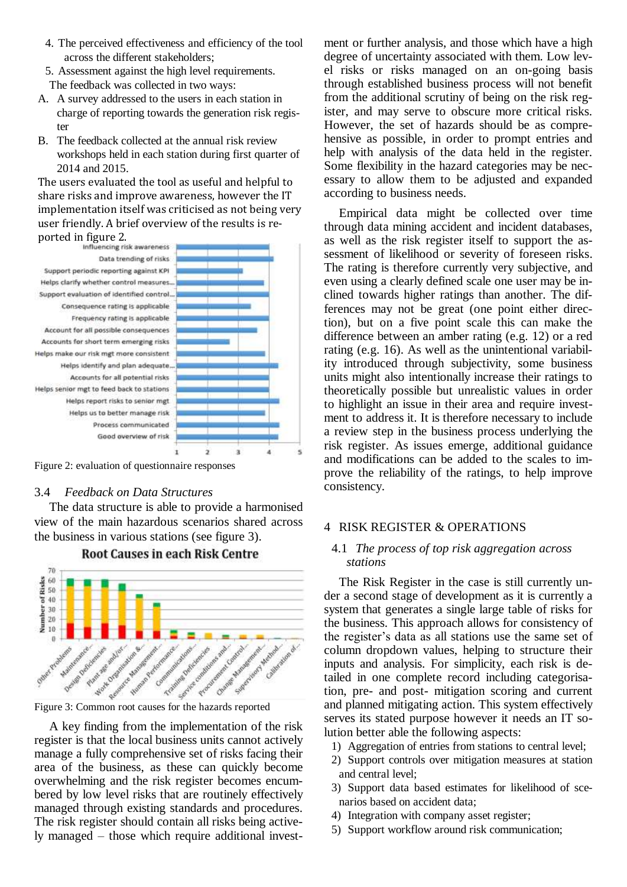4. The perceived effectiveness and efficiency of the tool across the different stakeholders;
5. Assessment against the high level requirements.

The feedback was collected in two ways:

A. A survey addressed to the users in each station in charge of reporting towards the generation risk register
B. The feedback collected at the annual risk review workshops held in each station during first quarter of 2014 and 2015.

The users evaluated the tool as useful and helpful to share risks and improve awareness, however the IT implementation itself was criticised as not being very user friendly. A brief overview of the results is reported in figure 2.

Figure 2: evaluation of questionnaire responses

### 3.4 *Feedback on Data Structures*

The data structure is able to provide a harmonised view of the main hazardous scenarios shared across the business in various stations (see figure 3).

Figure 3: Common root causes for the hazards reported

A key finding from the implementation of the risk register is that the local business units cannot actively manage a fully comprehensive set of risks facing their area of the business, as these can quickly become overwhelming and the risk register becomes encumbered by low level risks that are routinely effectively managed through existing standards and procedures. The risk register should contain all risks being actively managed – those which require additional investment or further analysis, and those which have a high degree of uncertainty associated with them. Low level risks or risks managed on an on-going basis through established business process will not benefit from the additional scrutiny of being on the risk register, and may serve to obscure more critical risks. However, the set of hazards should be as comprehensive as possible, in order to prompt entries and help with analysis of the data held in the register. Some flexibility in the hazard categories may be necessary to allow them to be adjusted and expanded according to business needs.

Empirical data might be collected over time through data mining accident and incident databases, as well as the risk register itself to support the assessment of likelihood or severity of foreseen risks. The rating is therefore currently very subjective, and even using a clearly defined scale one user may be inclined towards higher ratings than another. The differences may not be great (one point either direction), but on a five point scale this can make the difference between an amber rating (e.g. 12) or a red rating (e.g. 16). As well as the unintentional variability introduced through subjectivity, some business units might also intentionally increase their ratings to theoretically possible but unrealistic values in order to highlight an issue in their area and require investment to address it. It is therefore necessary to include a review step in the business process underlying the risk register. As issues emerge, additional guidance and modifications can be added to the scales to improve the reliability of the ratings, to help improve consistency.

## 4 RISK REGISTER & OPERATIONS

### 4.1 *The process of top risk aggregation across stations*

The Risk Register in the case is still currently under a second stage of development as it is currently a system that generates a single large table of risks for the business. This approach allows for consistency of the register's data as all stations use the same set of column dropdown values, helping to structure their inputs and analysis. For simplicity, each risk is detailed in one complete record including categorisation, pre- and post- mitigation scoring and current and planned mitigating action. This system effectively serves its stated purpose however it needs an IT solution better able the following aspects:

1) Aggregation of entries from stations to central level;
2) Support controls over mitigation measures at station and central level;
3) Support data based estimates for likelihood of scenarios based on accident data;
4) Integration with company asset register;
5) Support workflow around risk communication;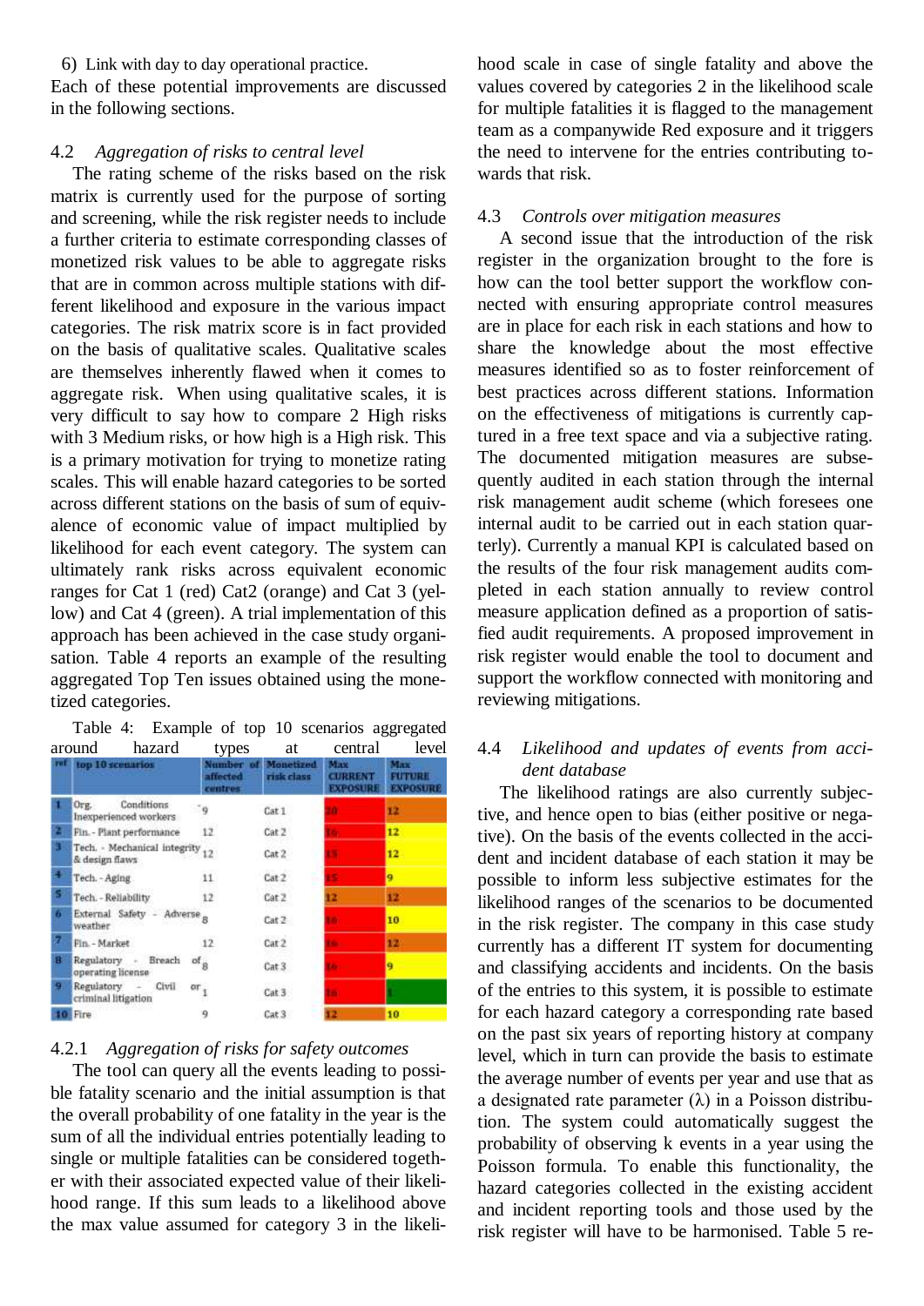6) Link with day to day operational practice.

Each of these potential improvements are discussed in the following sections.

### 4.2 *Aggregation of risks to central level*

The rating scheme of the risks based on the risk matrix is currently used for the purpose of sorting and screening, while the risk register needs to include a further criteria to estimate corresponding classes of monetized risk values to be able to aggregate risks that are in common across multiple stations with different likelihood and exposure in the various impact categories. The risk matrix score is in fact provided on the basis of qualitative scales. Qualitative scales are themselves inherently flawed when it comes to aggregate risk. When using qualitative scales, it is very difficult to say how to compare 2 High risks with 3 Medium risks, or how high is a High risk. This is a primary motivation for trying to monetize rating scales. This will enable hazard categories to be sorted across different stations on the basis of sum of equivalence of economic value of impact multiplied by likelihood for each event category. The system can ultimately rank risks across equivalent economic ranges for Cat 1 (red) Cat2 (orange) and Cat 3 (yellow) and Cat 4 (green). A trial implementation of this approach has been achieved in the case study organisation. Table 4 reports an example of the resulting aggregated Top Ten issues obtained using the monetized categories.

Table 4: Example of top 10 scenarios aggregated around hazard types at central level

| ref | top 10 scenarios | Number of affected centres | Monetized risk class | Max CURRENT EXPOSURE | Max FUTURE EXPOSURE |
|---|---|---|---|---|---|
| 1 | Org. Conditions - Inexperienced workers | 9 | Cat 1 | 20 | 12 |
| 2 | Fin. - Plant performance | 12 | Cat 2 | 16 | 12 |
| 3 | Tech. - Mechanical integrity & design flaws | 12 | Cat 2 | 15 | 12 |
| 4 | Tech. - Aging | 11 | Cat 2 | 15 | 9 |
| 5 | Tech. - Reliability | 12 | Cat 2 | 12 | 12 |
| 6 | External Safety - Adverse weather | 8 | Cat 2 | 16 | 10 |
| 7 | Fin. - Market | 12 | Cat 2 | 16 | 12 |
| 8 | Regulatory - Breach of operating license | 8 | Cat 3 | 16 | 9 |
| 9 | Regulatory - Civil or criminal litigation | 1 | Cat 3 | 16 | 1 |
| 10 | Fire | 9 | Cat 3 | 12 | 10 |

#### 4.2.1 *Aggregation of risks for safety outcomes*

The tool can query all the events leading to possible fatality scenario and the initial assumption is that the overall probability of one fatality in the year is the sum of all the individual entries potentially leading to single or multiple fatalities can be considered together with their associated expected value of their likelihood range. If this sum leads to a likelihood above the max value assumed for category 3 in the likelihood scale in case of single fatality and above the values covered by categories 2 in the likelihood scale for multiple fatalities it is flagged to the management team as a companywide Red exposure and it triggers the need to intervene for the entries contributing towards that risk.

### 4.3 *Controls over mitigation measures*

A second issue that the introduction of the risk register in the organization brought to the fore is how can the tool better support the workflow connected with ensuring appropriate control measures are in place for each risk in each stations and how to share the knowledge about the most effective measures identified so as to foster reinforcement of best practices across different stations. Information on the effectiveness of mitigations is currently captured in a free text space and via a subjective rating. The documented mitigation measures are subsequently audited in each station through the internal risk management audit scheme (which foresees one internal audit to be carried out in each station quarterly). Currently a manual KPI is calculated based on the results of the four risk management audits completed in each station annually to review control measure application defined as a proportion of satisfied audit requirements. A proposed improvement in risk register would enable the tool to document and support the workflow connected with monitoring and reviewing mitigations.

### 4.4 *Likelihood and updates of events from accident database*

The likelihood ratings are also currently subjective, and hence open to bias (either positive or negative). On the basis of the events collected in the accident and incident database of each station it may be possible to inform less subjective estimates for the likelihood ranges of the scenarios to be documented in the risk register. The company in this case study currently has a different IT system for documenting and classifying accidents and incidents. On the basis of the entries to this system, it is possible to estimate for each hazard category a corresponding rate based on the past six years of reporting history at company level, which in turn can provide the basis to estimate the average number of events per year and use that as a designated rate parameter ($\lambda$) in a Poisson distribution. The system could automatically suggest the probability of observing k events in a year using the Poisson formula. To enable this functionality, the hazard categories collected in the existing accident and incident reporting tools and those used by the risk register will have to be harmonised. Table 5 re-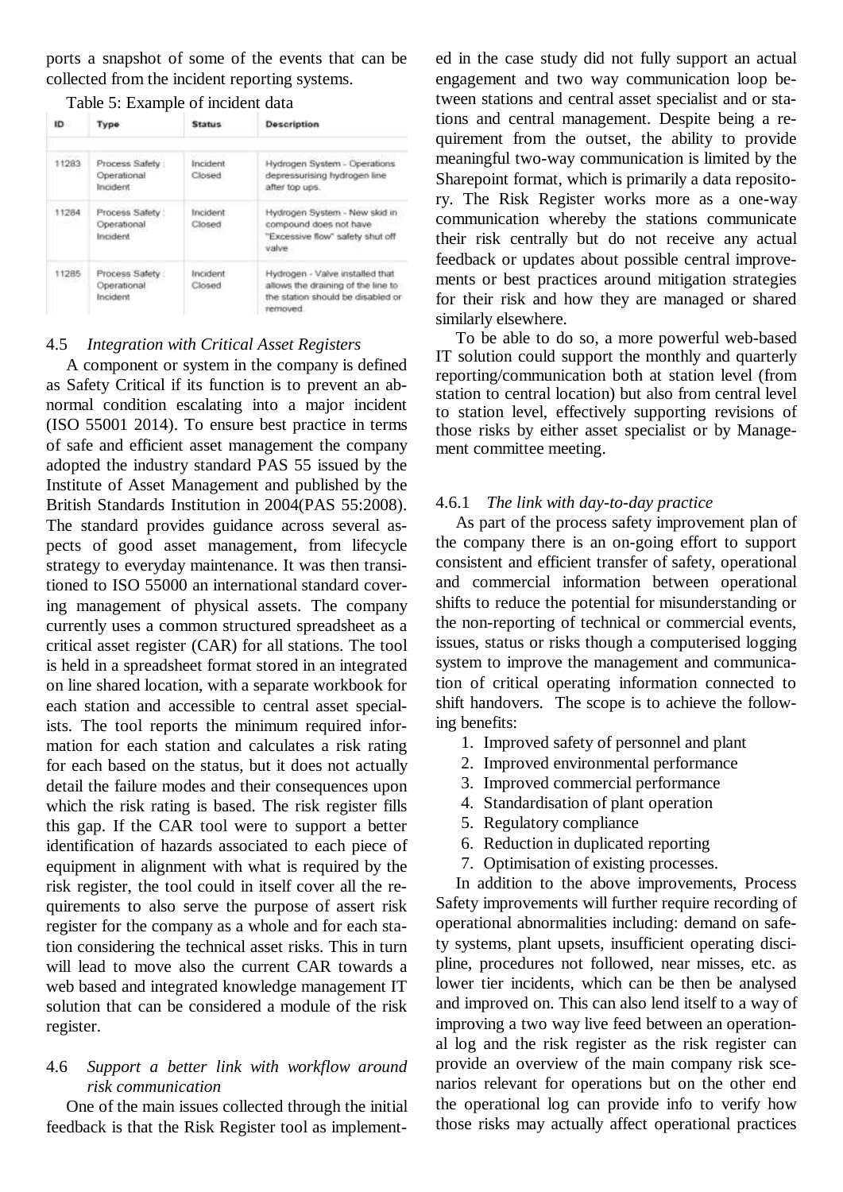ports a snapshot of some of the events that can be collected from the incident reporting systems.

Table 5: Example of incident data

| ID | Type | Status | Description |
|---|---|---|---|
| 11283 | Process Safety : Operational Incident | Incident Closed | Hydrogen System - Operations depressurising hydrogen line after top ups. |
| 11284 | Process Safety : Operational Incident | Incident Closed | Hydrogen System - New skid in compound does not have "Excessive flow" safety shut off valve |
| 11285 | Process Safety : Operational Incident | Incident Closed | Hydrogen - Valve installed that allows the draining of the line to the station should be disabled or removed. |

### 4.5 *Integration with Critical Asset Registers*

A component or system in the company is defined as Safety Critical if its function is to prevent an abnormal condition escalating into a major incident (ISO 55001 2014). To ensure best practice in terms of safe and efficient asset management the company adopted the industry standard PAS 55 issued by the Institute of Asset Management and published by the British Standards Institution in 2004(PAS 55:2008). The standard provides guidance across several aspects of good asset management, from lifecycle strategy to everyday maintenance. It was then transitioned to ISO 55000 an international standard covering management of physical assets. The company currently uses a common structured spreadsheet as a critical asset register (CAR) for all stations. The tool is held in a spreadsheet format stored in an integrated on line shared location, with a separate workbook for each station and accessible to central asset specialists. The tool reports the minimum required information for each station and calculates a risk rating for each based on the status, but it does not actually detail the failure modes and their consequences upon which the risk rating is based. The risk register fills this gap. If the CAR tool were to support a better identification of hazards associated to each piece of equipment in alignment with what is required by the risk register, the tool could in itself cover all the requirements to also serve the purpose of assert risk register for the company as a whole and for each station considering the technical asset risks. This in turn will lead to move also the current CAR towards a web based and integrated knowledge management IT solution that can be considered a module of the risk register.

### 4.6 *Support a better link with workflow around risk communication*

One of the main issues collected through the initial feedback is that the Risk Register tool as implemented in the case study did not fully support an actual engagement and two way communication loop between stations and central asset specialist and or stations and central management. Despite being a requirement from the outset, the ability to provide meaningful two-way communication is limited by the Sharepoint format, which is primarily a data repository. The Risk Register works more as a one-way communication whereby the stations communicate their risk centrally but do not receive any actual feedback or updates about possible central improvements or best practices around mitigation strategies for their risk and how they are managed or shared similarly elsewhere.

To be able to do so, a more powerful web-based IT solution could support the monthly and quarterly reporting/communication both at station level (from station to central location) but also from central level to station level, effectively supporting revisions of those risks by either asset specialist or by Management committee meeting.

#### 4.6.1 *The link with day-to-day practice*

As part of the process safety improvement plan of the company there is an on-going effort to support consistent and efficient transfer of safety, operational and commercial information between operational shifts to reduce the potential for misunderstanding or the non-reporting of technical or commercial events, issues, status or risks though a computerised logging system to improve the management and communication of critical operating information connected to shift handovers. The scope is to achieve the following benefits:

1. Improved safety of personnel and plant
2. Improved environmental performance
3. Improved commercial performance
4. Standardisation of plant operation
5. Regulatory compliance
6. Reduction in duplicated reporting
7. Optimisation of existing processes.

In addition to the above improvements, Process Safety improvements will further require recording of operational abnormalities including: demand on safety systems, plant upsets, insufficient operating discipline, procedures not followed, near misses, etc. as lower tier incidents, which can be then be analysed and improved on. This can also lend itself to a way of improving a two way live feed between an operational log and the risk register as the risk register can provide an overview of the main company risk scenarios relevant for operations but on the other end the operational log can provide info to verify how those risks may actually affect operational practices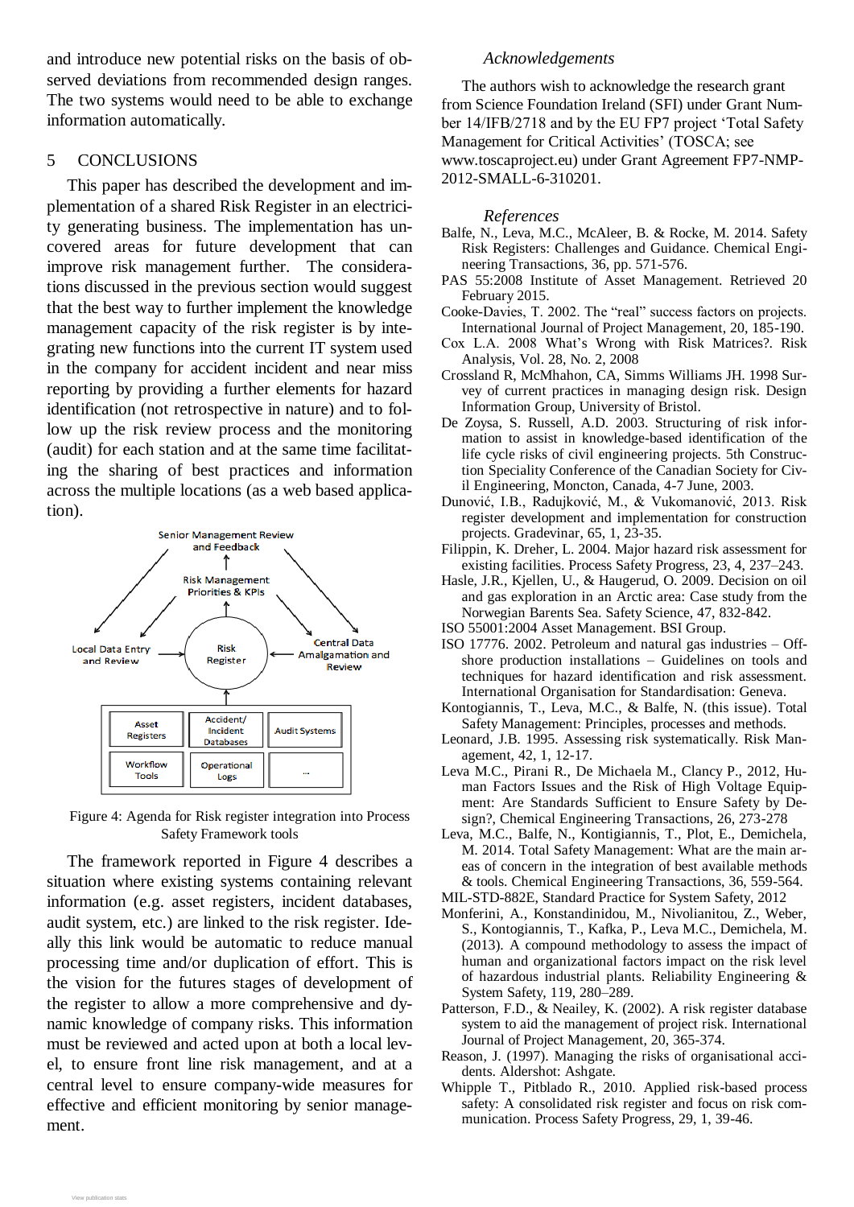and introduce new potential risks on the basis of observed deviations from recommended design ranges. The two systems would need to be able to exchange information automatically.

## 5 CONCLUSIONS

This paper has described the development and implementation of a shared Risk Register in an electricity generating business. The implementation has uncovered areas for future development that can improve risk management further. The considerations discussed in the previous section would suggest that the best way to further implement the knowledge management capacity of the risk register is by integrating new functions into the current IT system used in the company for accident incident and near miss reporting by providing a further elements for hazard identification (not retrospective in nature) and to follow up the risk review process and the monitoring (audit) for each station and at the same time facilitating the sharing of best practices and information across the multiple locations (as a web based application).

Senior Management Review and Feedback

Risk Management Priorities & KPIs

Local Data Entry and Review

Risk Register

Central Data Amalgamation and Review

Asset Registers

Accident/ Incident Databases

Audit Systems

Workflow Tools

Operational Logs

...

Figure 4: Agenda for Risk register integration into Process Safety Framework tools

The framework reported in Figure 4 describes a situation where existing systems containing relevant information (e.g. asset registers, incident databases, audit system, etc.) are linked to the risk register. Ideally this link would be automatic to reduce manual processing time and/or duplication of effort. This is the vision for the futures stages of development of the register to allow a more comprehensive and dynamic knowledge of company risks. This information must be reviewed and acted upon at both a local level, to ensure front line risk management, and at a central level to ensure company-wide measures for effective and efficient monitoring by senior management.

### *Acknowledgements*

The authors wish to acknowledge the research grant from Science Foundation Ireland (SFI) under Grant Number 14/IFB/2718 and by the EU FP7 project 'Total Safety Management for Critical Activities' (TOSCA; see www.toscaproject.eu) under Grant Agreement FP7-NMP-2012-SMALL-6-310201.

### *References*

Balfe, N., Leva, M.C., McAleer, B. & Rocke, M. 2014. Safety Risk Registers: Challenges and Guidance. Chemical Engineering Transactions, 36, pp. 571-576.

PAS 55:2008 Institute of Asset Management. Retrieved 20 February 2015.

Cooke-Davies, T. 2002. The "real" success factors on projects. International Journal of Project Management, 20, 185-190.

Cox L.A. 2008 What's Wrong with Risk Matrices?. Risk Analysis, Vol. 28, No. 2, 2008

Crossland R, McMhahon, CA, Simms Williams JH. 1998 Survey of current practices in managing design risk. Design Information Group, University of Bristol.

De Zoysa, S. Russell, A.D. 2003. Structuring of risk information to assist in knowledge-based identification of the life cycle risks of civil engineering projects. 5th Construction Speciality Conference of the Canadian Society for Civil Engineering, Moncton, Canada, 4-7 June, 2003.

Dunović, I.B., Radujković, M., & Vukomanović, 2013. Risk register development and implementation for construction projects. Gradevinar, 65, 1, 23-35.

Filippin, K. Dreher, L. 2004. Major hazard risk assessment for existing facilities. Process Safety Progress, 23, 4, 237–243.

Hasle, J.R., Kjellen, U., & Haugerud, O. 2009. Decision on oil and gas exploration in an Arctic area: Case study from the Norwegian Barents Sea. Safety Science, 47, 832-842.

ISO 55001:2004 Asset Management. BSI Group.

ISO 17776. 2002. Petroleum and natural gas industries – Offshore production installations – Guidelines on tools and techniques for hazard identification and risk assessment. International Organisation for Standardisation: Geneva.

Kontogiannis, T., Leva, M.C., & Balfe, N. (this issue). Total Safety Management: Principles, processes and methods.

Leonard, J.B. 1995. Assessing risk systematically. Risk Management, 42, 1, 12-17.

Leva M.C., Pirani R., De Michaela M., Clancy P., 2012, Human Factors Issues and the Risk of High Voltage Equipment: Are Standards Sufficient to Ensure Safety by Design?, Chemical Engineering Transactions, 26, 273-278

Leva, M.C., Balfe, N., Kontigiannis, T., Plot, E., Demichela, M. 2014. Total Safety Management: What are the main areas of concern in the integration of best available methods & tools. Chemical Engineering Transactions, 36, 559-564.

MIL-STD-882E, Standard Practice for System Safety, 2012

Monferini, A., Konstandinidou, M., Nivolianitou, Z., Weber, S., Kontogiannis, T., Kafka, P., Leva M.C., Demichela, M. (2013). A compound methodology to assess the impact of human and organizational factors impact on the risk level of hazardous industrial plants. Reliability Engineering & System Safety, 119, 280–289.

Patterson, F.D., & Neailey, K. (2002). A risk register database system to aid the management of project risk. International Journal of Project Management, 20, 365-374.

Reason, J. (1997). Managing the risks of organisational accidents. Aldershot: Ashgate.

Whipple T., Pitblado R., 2010. Applied risk-based process safety: A consolidated risk register and focus on risk communication. Process Safety Progress, 29, 1, 39-46.